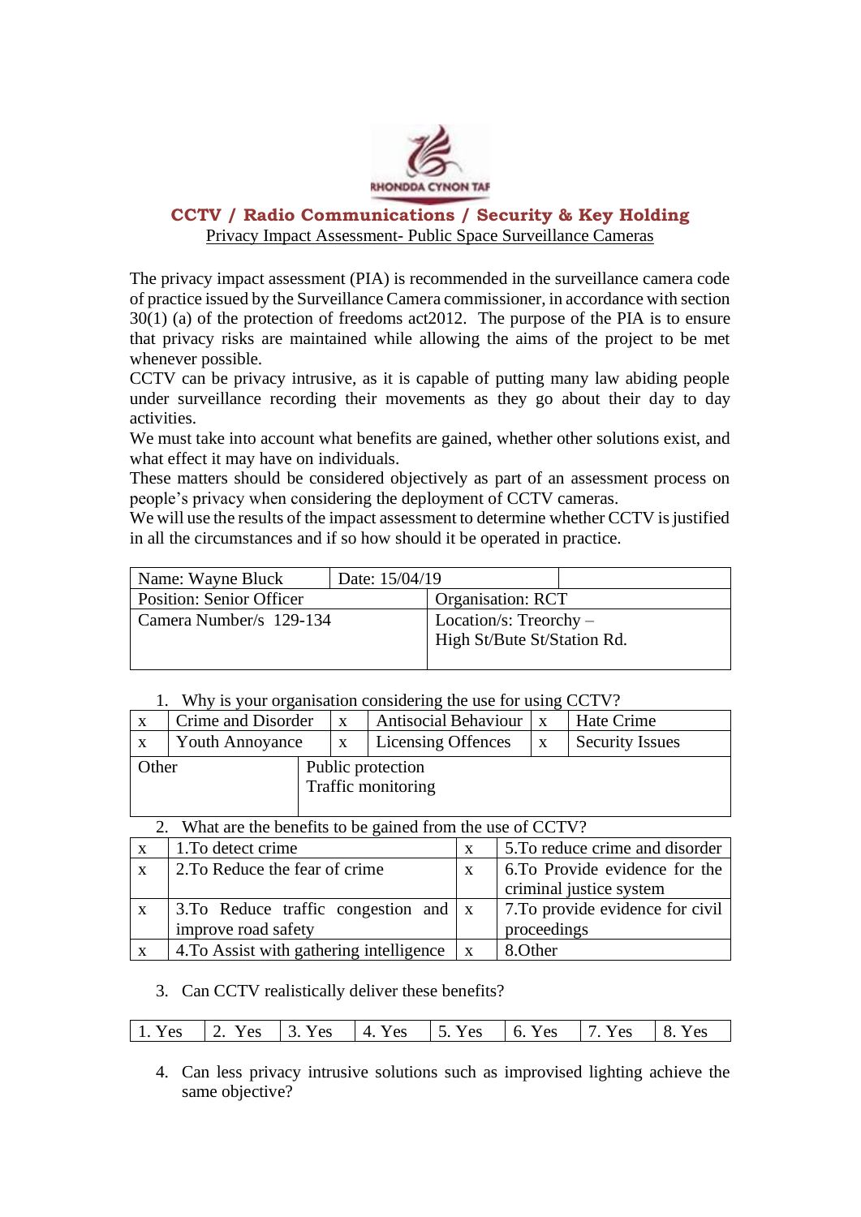RHONDDA CYNON TAF

## CCTV / Radio Communications / Security & Key Holding

Privacy Impact Assessment- Public Space Surveillance Cameras

The privacy impact assessment (PIA) is recommended in the surveillance camera code of practice issued by the Surveillance Camera commissioner, in accordance with section 30(1) (a) of the protection of freedoms act2012. The purpose of the PIA is to ensure that privacy risks are maintained while allowing the aims of the project to be met whenever possible.

CCTV can be privacy intrusive, as it is capable of putting many law abiding people under surveillance recording their movements as they go about their day to day activities.

We must take into account what benefits are gained, whether other solutions exist, and what effect it may have on individuals.

These matters should be considered objectively as part of an assessment process on people's privacy when considering the deployment of CCTV cameras.

We will use the results of the impact assessment to determine whether CCTV is justified in all the circumstances and if so how should it be operated in practice.

| Name: Wayne Bluck | Date: 15/04/19 |
|---|---|
| Position: Senior Officer | Organisation: RCT |
| Camera Number/s 129-134 | Location/s: Treorchy – High St/Bute St/Station Rd. |

1. Why is your organisation considering the use for using CCTV?

| | | | | | |
|---|---|---|---|---|---|
| x | Crime and Disorder | x | Antisocial Behaviour | x | Hate Crime |
| x | Youth Annoyance | x | Licensing Offences | x | Security Issues |
| Other | Public protection<br>Traffic monitoring | | | | |

2. What are the benefits to be gained from the use of CCTV?

| | | | |
|---|---|---|---|
| x | 1.To detect crime | x | 5.To reduce crime and disorder |
| x | 2.To Reduce the fear of crime | x | 6.To Provide evidence for the criminal justice system |
| x | 3.To Reduce traffic congestion and improve road safety | x | 7.To provide evidence for civil proceedings |
| x | 4.To Assist with gathering intelligence | x | 8.Other |

3. Can CCTV realistically deliver these benefits?

| | | | | | | | |
|---|---|---|---|---|---|---|---|
| 1. Yes | 2. Yes | 3. Yes | 4. Yes | 5. Yes | 6. Yes | 7. Yes | 8. Yes |

4. Can less privacy intrusive solutions such as improvised lighting achieve the same objective?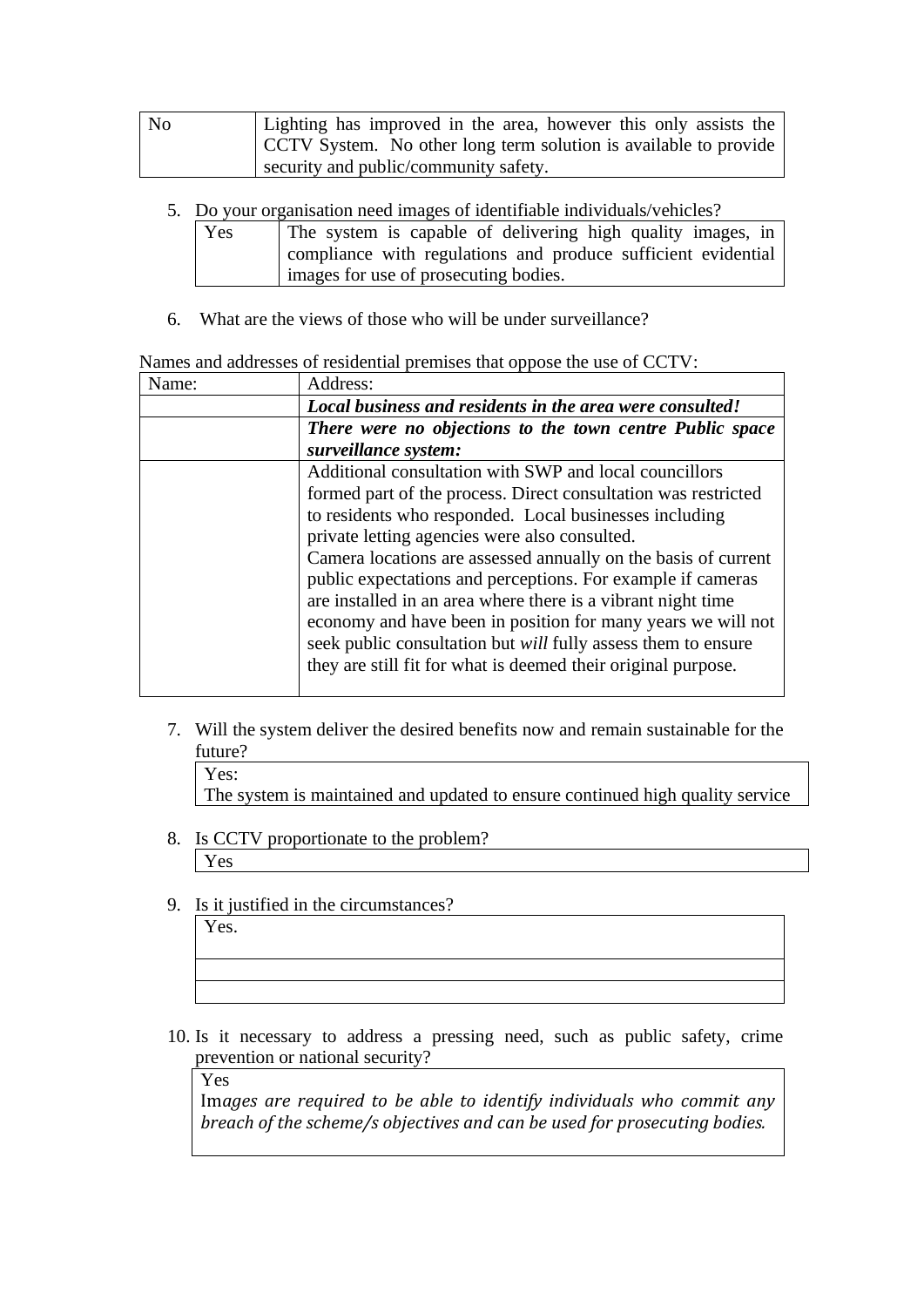| No | Lighting has improved in the area, however this only assists the CCTV System. No other long term solution is available to provide security and public/community safety. |
|---|---|

5. Do your organisation need images of identifiable individuals/vehicles?

| Yes | The system is capable of delivering high quality images, in compliance with regulations and produce sufficient evidential images for use of prosecuting bodies. |
|---|---|

6. What are the views of those who will be under surveillance?

Names and addresses of residential premises that oppose the use of CCTV:

| Name: | Address: |
|---|---|
| | ***Local business and residents in the area were consulted!*** |
| | ***There were no objections to the town centre Public space surveillance system:*** |
| | Additional consultation with SWP and local councillors formed part of the process. Direct consultation was restricted to residents who responded. Local businesses including private letting agencies were also consulted. Camera locations are assessed annually on the basis of current public expectations and perceptions. For example if cameras are installed in an area where there is a vibrant night time economy and have been in position for many years we will not seek public consultation but *will* fully assess them to ensure they are still fit for what is deemed their original purpose. |

7. Will the system deliver the desired benefits now and remain sustainable for the future?

| Yes: The system is maintained and updated to ensure continued high quality service |
|---|

8. Is CCTV proportionate to the problem?

| Yes |
|---|

9. Is it justified in the circumstances?

| Yes. |
|---|
| |
| |

10. Is it necessary to address a pressing need, such as public safety, crime prevention or national security?

| Yes Im*ages are required to be able to identify individuals who commit any breach of the scheme/s objectives and can be used for prosecuting bodies.* |
|---|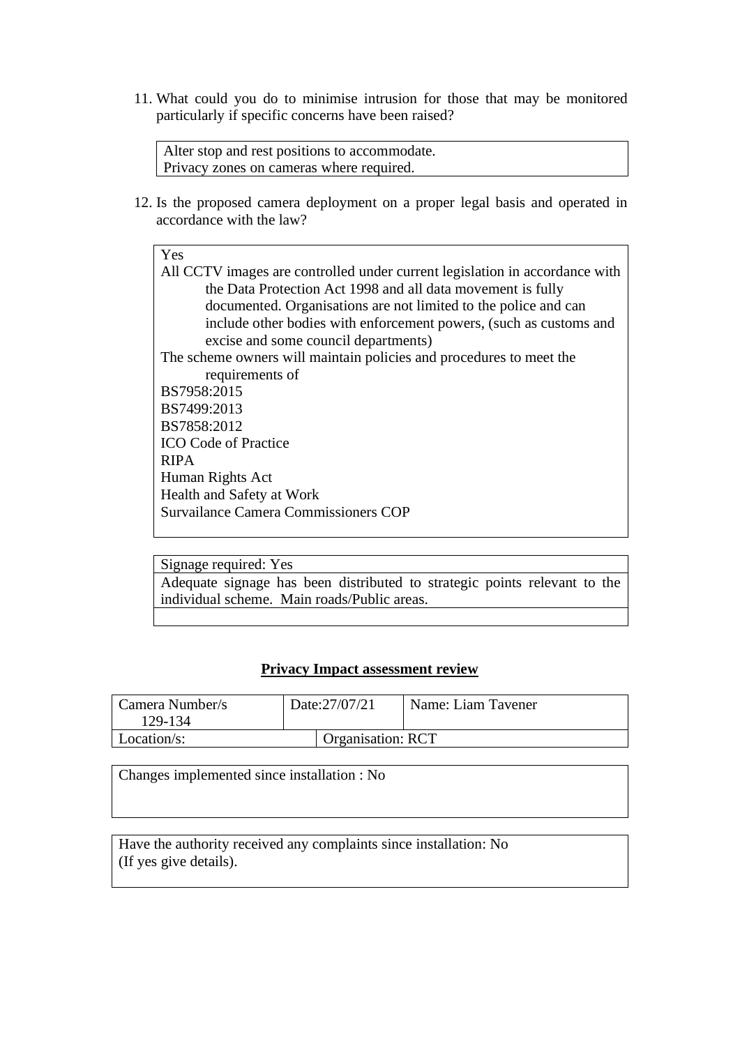11. What could you do to minimise intrusion for those that may be monitored particularly if specific concerns have been raised?

| |
|---|
| Alter stop and rest positions to accommodate.<br>Privacy zones on cameras where required. |

12. Is the proposed camera deployment on a proper legal basis and operated in accordance with the law?

| |
|---|
| Yes<br>All CCTV images are controlled under current legislation in accordance with the Data Protection Act 1998 and all data movement is fully documented. Organisations are not limited to the police and can include other bodies with enforcement powers, (such as customs and excise and some council departments)<br>The scheme owners will maintain policies and procedures to meet the requirements of<br>BS7958:2015<br>BS7499:2013<br>BS7858:2012<br>ICO Code of Practice<br>RIPA<br>Human Rights Act<br>Health and Safety at Work<br>Survailance Camera Commissioners COP |

| |
|---|
| Signage required: Yes |
| Adequate signage has been distributed to strategic points relevant to the individual scheme. Main roads/Public areas. |
| |

## Privacy Impact assessment review

| | | |
|---|---|---|
| Camera Number/s 129-134 | Date:27/07/21 | Name: Liam Tavener |
| Location/s: | Organisation: RCT | |

| |
|---|
| Changes implemented since installation : No |

| |
|---|
| Have the authority received any complaints since installation: No<br>(If yes give details). |